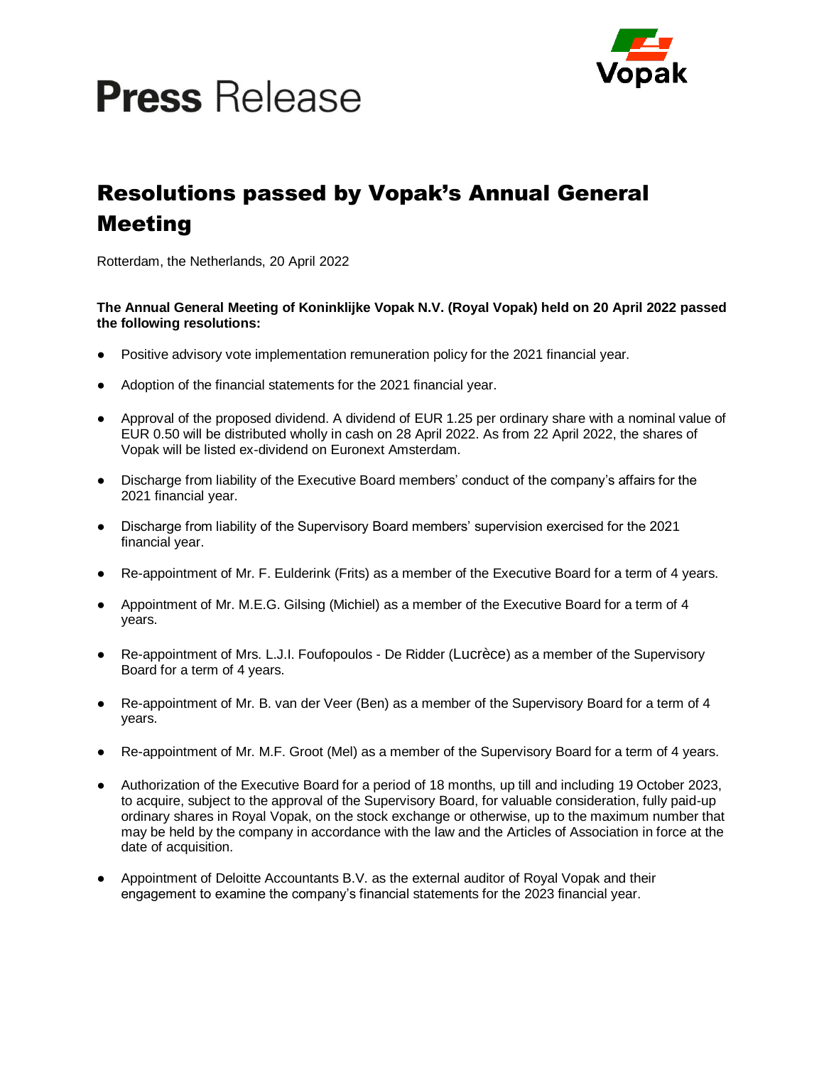# Press Release

## Resolutions passed by Vopak's Annual General Meeting

Rotterdam, the Netherlands, 20 April 2022

**The Annual General Meeting of Koninklijke Vopak N.V. (Royal Vopak) held on 20 April 2022 passed the following resolutions:**

- Positive advisory vote implementation remuneration policy for the 2021 financial year.
- Adoption of the financial statements for the 2021 financial year.
- Approval of the proposed dividend. A dividend of EUR 1.25 per ordinary share with a nominal value of EUR 0.50 will be distributed wholly in cash on 28 April 2022. As from 22 April 2022, the shares of Vopak will be listed ex-dividend on Euronext Amsterdam.
- Discharge from liability of the Executive Board members' conduct of the company's affairs for the 2021 financial year.
- Discharge from liability of the Supervisory Board members' supervision exercised for the 2021 financial year.
- Re-appointment of Mr. F. Eulderink (Frits) as a member of the Executive Board for a term of 4 years.
- Appointment of Mr. M.E.G. Gilsing (Michiel) as a member of the Executive Board for a term of 4 years.
- Re-appointment of Mrs. L.J.I. Foufopoulos - De Ridder (Lucrèce) as a member of the Supervisory Board for a term of 4 years.
- Re-appointment of Mr. B. van der Veer (Ben) as a member of the Supervisory Board for a term of 4 years.
- Re-appointment of Mr. M.F. Groot (Mel) as a member of the Supervisory Board for a term of 4 years.
- Authorization of the Executive Board for a period of 18 months, up till and including 19 October 2023, to acquire, subject to the approval of the Supervisory Board, for valuable consideration, fully paid-up ordinary shares in Royal Vopak, on the stock exchange or otherwise, up to the maximum number that may be held by the company in accordance with the law and the Articles of Association in force at the date of acquisition.
- Appointment of Deloitte Accountants B.V. as the external auditor of Royal Vopak and their engagement to examine the company's financial statements for the 2023 financial year.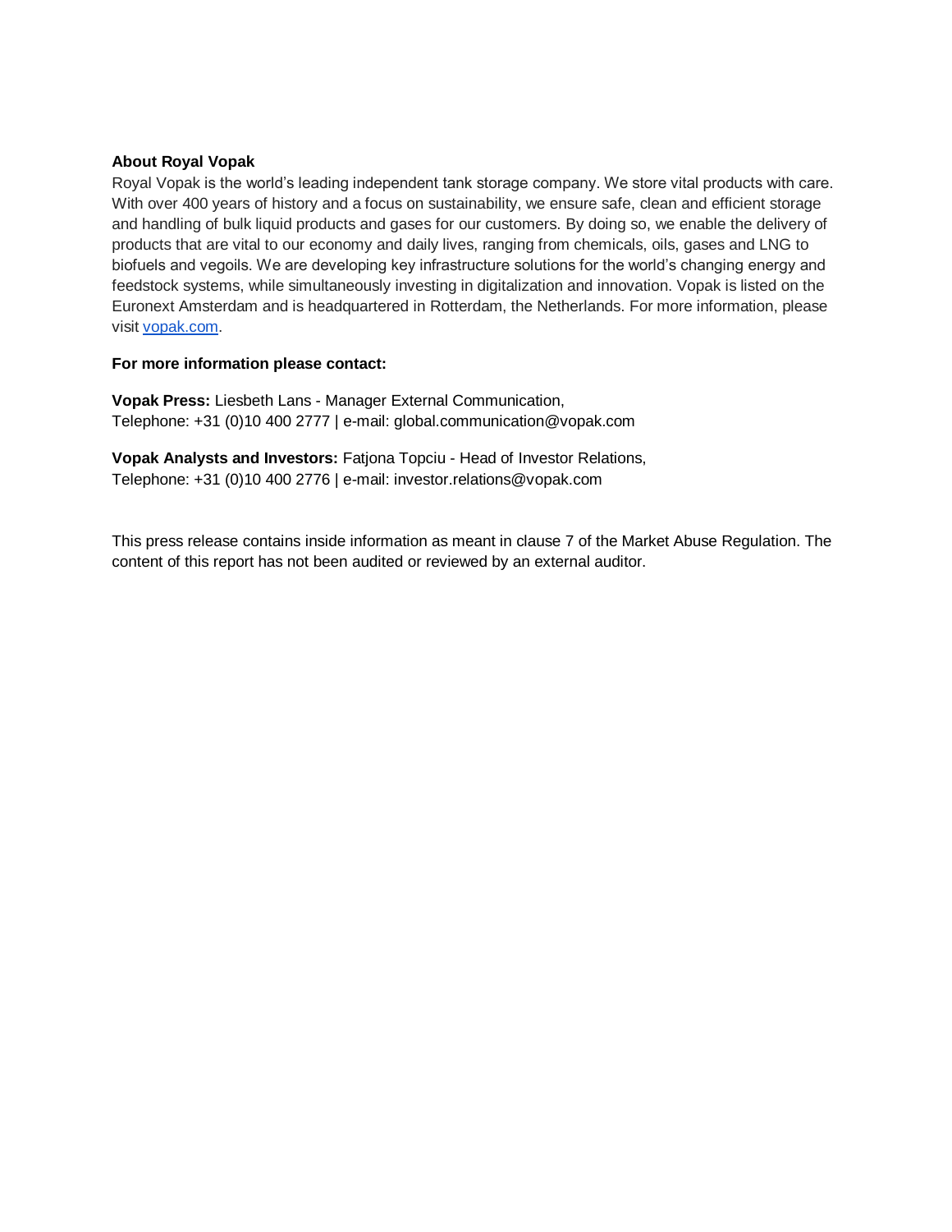**About Royal Vopak**

Royal Vopak is the world's leading independent tank storage company. We store vital products with care. With over 400 years of history and a focus on sustainability, we ensure safe, clean and efficient storage and handling of bulk liquid products and gases for our customers. By doing so, we enable the delivery of products that are vital to our economy and daily lives, ranging from chemicals, oils, gases and LNG to biofuels and vegoils. We are developing key infrastructure solutions for the world's changing energy and feedstock systems, while simultaneously investing in digitalization and innovation. Vopak is listed on the Euronext Amsterdam and is headquartered in Rotterdam, the Netherlands. For more information, please visit [vopak.com](https://vopak.com).

**For more information please contact:**

**Vopak Press:** Liesbeth Lans - Manager External Communication,
Telephone: +31 (0)10 400 2777 | e-mail: global.communication@vopak.com

**Vopak Analysts and Investors:** Fatjona Topciu - Head of Investor Relations,
Telephone: +31 (0)10 400 2776 | e-mail: investor.relations@vopak.com

This press release contains inside information as meant in clause 7 of the Market Abuse Regulation. The content of this report has not been audited or reviewed by an external auditor.